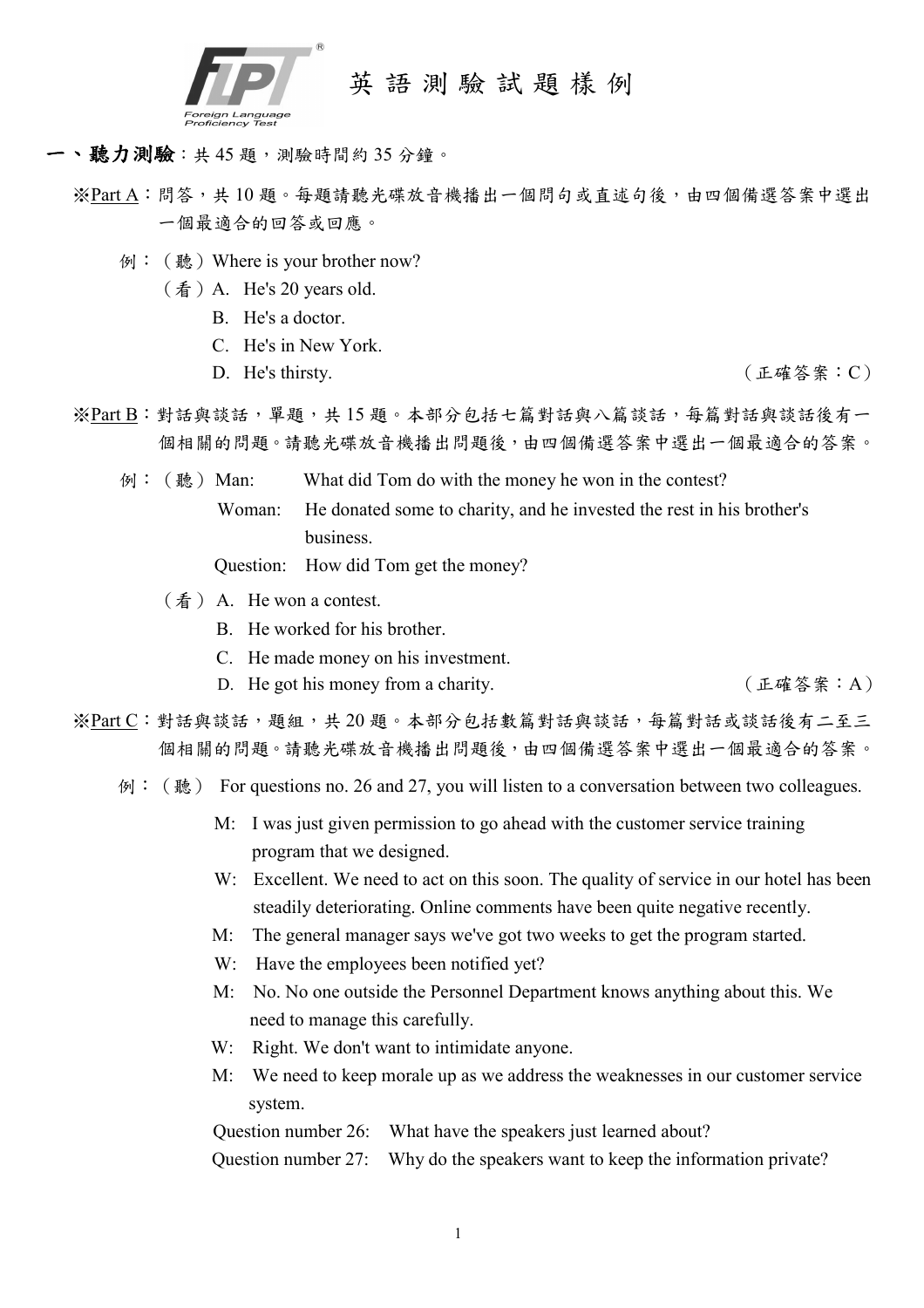# 英語測驗試題樣例

## 一、聽力測驗：共 45 題，測驗時間約 35 分鐘。

※Part A：問答，共 10 題。每題請聽光碟放音機播出一個問句或直述句後，由四個備選答案中選出一個最適合的回答或回應。

例：（聽）Where is your brother now?

（看）A. He's 20 years old.

B. He's a doctor.

C. He's in New York.

D. He's thirsty.（正確答案：C）

※Part B：對話與談話，單題，共 15 題。本部分包括七篇對話與八篇談話，每篇對話與談話後有一個相關的問題。請聽光碟放音機播出問題後，由四個備選答案中選出一個最適合的答案。

例：（聽）Man: What did Tom do with the money he won in the contest?

Woman: He donated some to charity, and he invested the rest in his brother's business.

Question: How did Tom get the money?

（看）A. He won a contest.

B. He worked for his brother.

C. He made money on his investment.

D. He got his money from a charity.（正確答案：A）

※Part C：對話與談話，題組，共 20 題。本部分包括數篇對話與談話，每篇對話或談話後有二至三個相關的問題。請聽光碟放音機播出問題後，由四個備選答案中選出一個最適合的答案。

例：（聽） For questions no. 26 and 27, you will listen to a conversation between two colleagues.

M: I was just given permission to go ahead with the customer service training program that we designed.

W: Excellent. We need to act on this soon. The quality of service in our hotel has been steadily deteriorating. Online comments have been quite negative recently.

M: The general manager says we've got two weeks to get the program started.

W: Have the employees been notified yet?

M: No. No one outside the Personnel Department knows anything about this. We need to manage this carefully.

W: Right. We don't want to intimidate anyone.

M: We need to keep morale up as we address the weaknesses in our customer service system.

Question number 26: What have the speakers just learned about?

Question number 27: Why do the speakers want to keep the information private?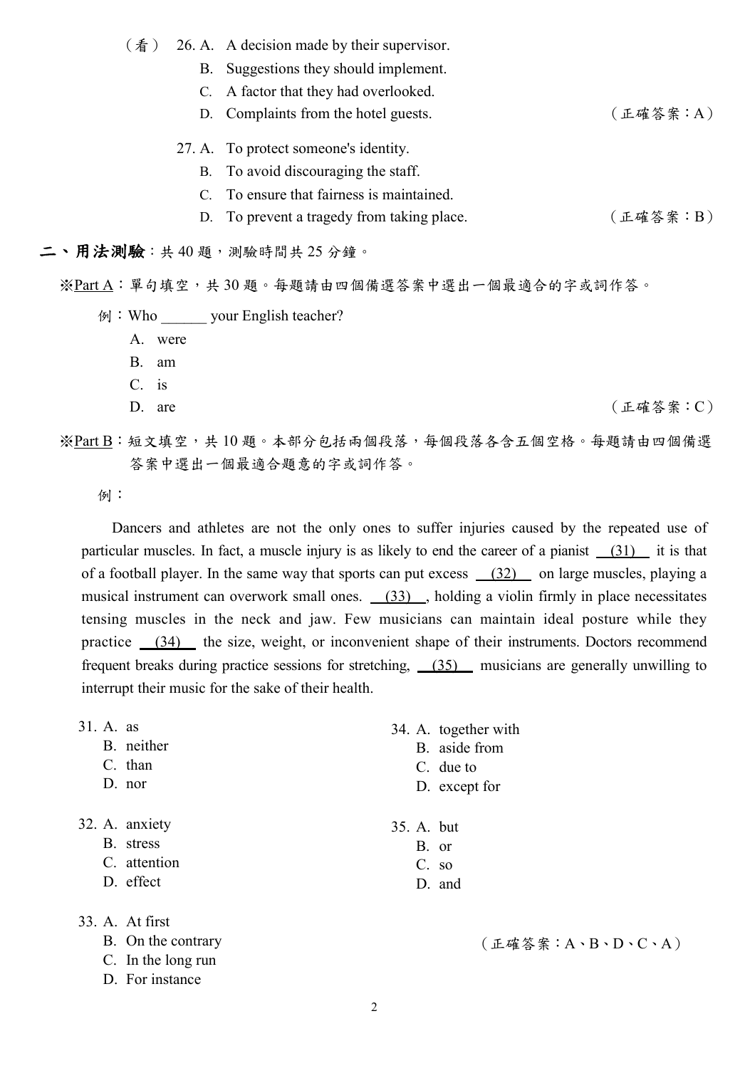（看） 26. A. A decision made by their supervisor.
B. Suggestions they should implement.
C. A factor that they had overlooked.
D. Complaints from the hotel guests. （正確答案：A）

27. A. To protect someone's identity.
B. To avoid discouraging the staff.
C. To ensure that fairness is maintained.
D. To prevent a tragedy from taking place. （正確答案：B）

## 二、用法測驗：共 40 題，測驗時間共 25 分鐘。

※Part A：單句填空，共 30 題。每題請由四個備選答案中選出一個最適合的字或詞作答。

例：Who ______ your English teacher?
A. were
B. am
C. is
D. are （正確答案：C）

※Part B：短文填空，共 10 題。本部分包括兩個段落，每個段落各含五個空格。每題請由四個備選答案中選出一個最適合題意的字或詞作答。

例：

Dancers and athletes are not the only ones to suffer injuries caused by the repeated use of particular muscles. In fact, a muscle injury is as likely to end the career of a pianist __(31)__ it is that of a football player. In the same way that sports can put excess __(32)__ on large muscles, playing a musical instrument can overwork small ones. __(33)__, holding a violin firmly in place necessitates tensing muscles in the neck and jaw. Few musicians can maintain ideal posture while they practice __(34)__ the size, weight, or inconvenient shape of their instruments. Doctors recommend frequent breaks during practice sessions for stretching, __(35)__ musicians are generally unwilling to interrupt their music for the sake of their health.

31. A. as
B. neither
C. than
D. nor

32. A. anxiety
B. stress
C. attention
D. effect

33. A. At first
B. On the contrary
C. In the long run
D. For instance

34. A. together with
B. aside from
C. due to
D. except for

35. A. but
B. or
C. so
D. and

（正確答案：A、B、D、C、A）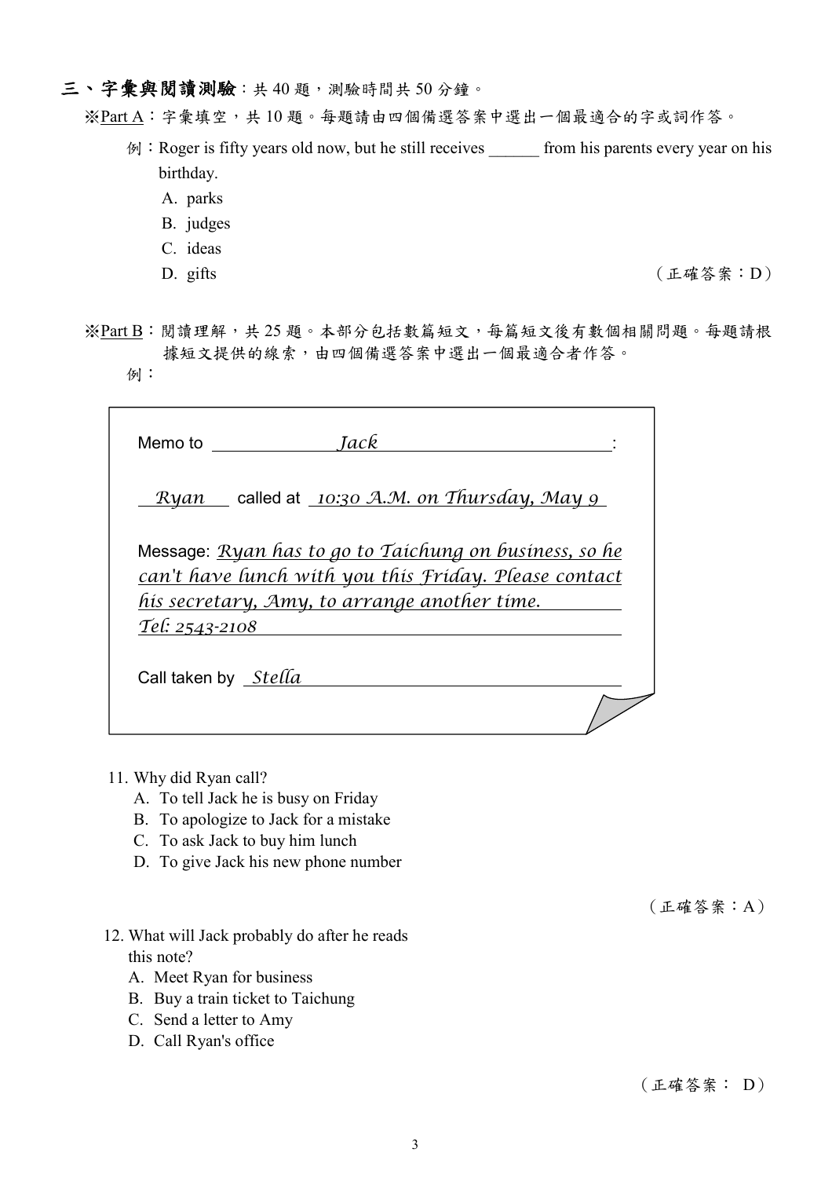## 三、字彙與閱讀測驗：共 40 題，測驗時間共 50 分鐘。

※Part A：字彙填空，共 10 題。每題請由四個備選答案中選出一個最適合的字或詞作答。

例：Roger is fifty years old now, but he still receives ______ from his parents every year on his birthday.

A. parks
B. judges
C. ideas
D. gifts

（正確答案：D）

※Part B：閱讀理解，共 25 題。本部分包括數篇短文，每篇短文後有數個相關問題。每題請根據短文提供的線索，由四個備選答案中選出一個最適合者作答。

例：

> Memo to *Jack*:
>
> *Ryan* called at *10:30 A.M. on Thursday, May 9*
>
> Message: *Ryan has to go to Taichung on business, so he can't have lunch with you this Friday. Please contact his secretary, Amy, to arrange another time.*
> *Tel: 2543-2108*
>
> Call taken by *Stella*

11. Why did Ryan call?
    A. To tell Jack he is busy on Friday
    B. To apologize to Jack for a mistake
    C. To ask Jack to buy him lunch
    D. To give Jack his new phone number

（正確答案：A）

12. What will Jack probably do after he reads this note?
    A. Meet Ryan for business
    B. Buy a train ticket to Taichung
    C. Send a letter to Amy
    D. Call Ryan's office

（正確答案： D）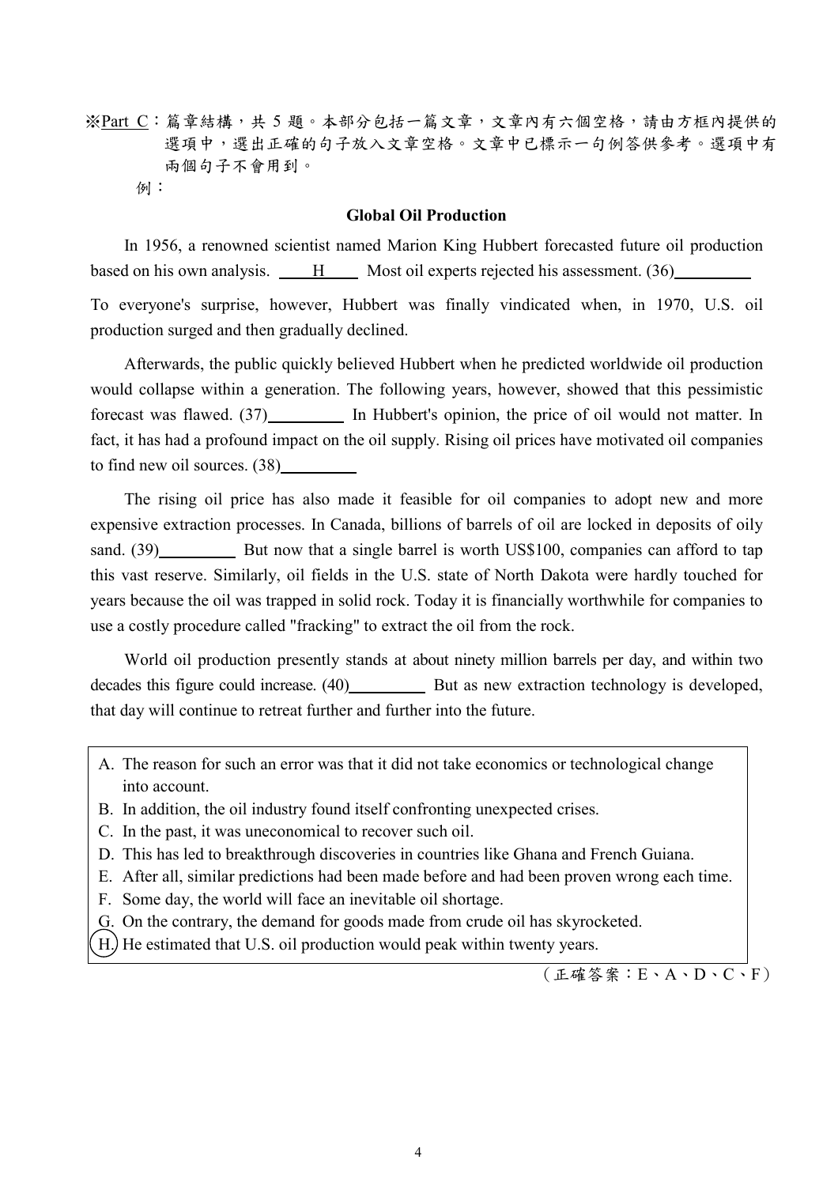※Part C：篇章結構，共 5 題。本部分包括一篇文章，文章內有六個空格，請由方框內提供的選項中，選出正確的句子放入文章空格。文章中已標示一句例答供參考。選項中有兩個句子不會用到。

例：

### Global Oil Production

In 1956, a renowned scientist named Marion King Hubbert forecasted future oil production based on his own analysis. ___H___ Most oil experts rejected his assessment. (36)________ To everyone's surprise, however, Hubbert was finally vindicated when, in 1970, U.S. oil production surged and then gradually declined.

Afterwards, the public quickly believed Hubbert when he predicted worldwide oil production would collapse within a generation. The following years, however, showed that this pessimistic forecast was flawed. (37)________ In Hubbert's opinion, the price of oil would not matter. In fact, it has had a profound impact on the oil supply. Rising oil prices have motivated oil companies to find new oil sources. (38)________

The rising oil price has also made it feasible for oil companies to adopt new and more expensive extraction processes. In Canada, billions of barrels of oil are locked in deposits of oily sand. (39)________ But now that a single barrel is worth US$100, companies can afford to tap this vast reserve. Similarly, oil fields in the U.S. state of North Dakota were hardly touched for years because the oil was trapped in solid rock. Today it is financially worthwhile for companies to use a costly procedure called "fracking" to extract the oil from the rock.

World oil production presently stands at about ninety million barrels per day, and within two decades this figure could increase. (40)________ But as new extraction technology is developed, that day will continue to retreat further and further into the future.

A. The reason for such an error was that it did not take economics or technological change into account.
B. In addition, the oil industry found itself confronting unexpected crises.
C. In the past, it was uneconomical to recover such oil.
D. This has led to breakthrough discoveries in countries like Ghana and French Guiana.
E. After all, similar predictions had been made before and had been proven wrong each time.
F. Some day, the world will face an inevitable oil shortage.
G. On the contrary, the demand for goods made from crude oil has skyrocketed.
H. He estimated that U.S. oil production would peak within twenty years.

（正確答案：E、A、D、C、F）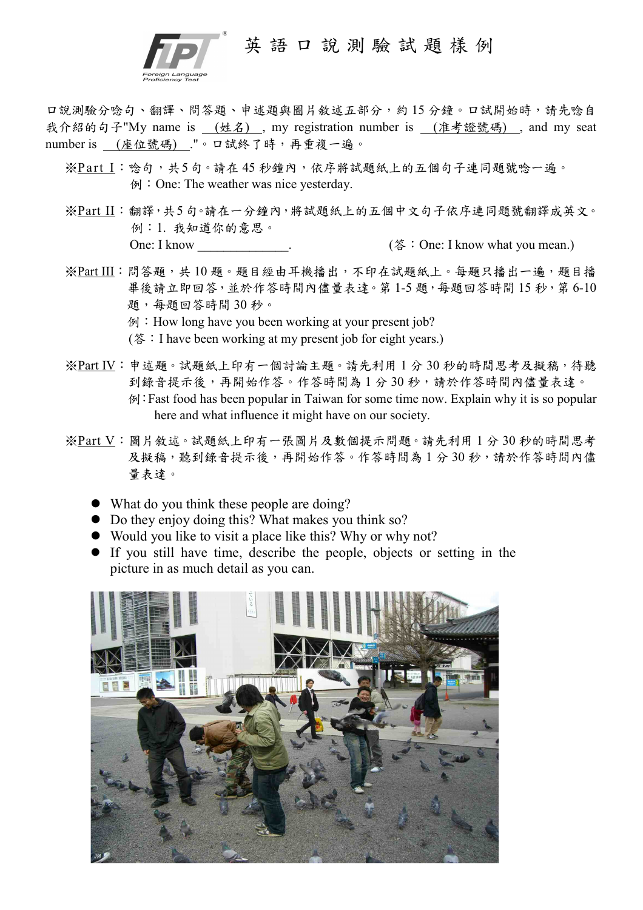# 英語口說測驗試題樣例

口說測驗分唸句、翻譯、問答題、申述題與圖片敘述五部分，約 15 分鐘。口試開始時，請先唸自我介紹的句子"My name is <u>(姓名)</u>, my registration number is <u>(准考證號碼)</u>, and my seat number is <u>(座位號碼)</u>."。口試終了時，再重複一遍。

※<u>Part I</u>：唸句，共5句。請在 45 秒鐘內，依序將試題紙上的五個句子連同題號唸一遍。

例：One: The weather was nice yesterday.

※<u>Part II</u>：翻譯，共5句。請在一分鐘內，將試題紙上的五個中文句子依序連同題號翻譯成英文。

例：1. 我知道你的意思。

One: I know ______________.　　　　(答：One: I know what you mean.)

※<u>Part III</u>：問答題，共 10 題。題目經由耳機播出，不印在試題紙上。每題只播出一遍，題目播畢後請立即回答，並於作答時間內儘量表達。第 1-5 題，每題回答時間 15 秒，第 6-10 題，每題回答時間 30 秒。

例：How long have you been working at your present job?

(答：I have been working at my present job for eight years.)

※<u>Part IV</u>：申述題。試題紙上印有一個討論主題。請先利用 1 分 30 秒的時間思考及擬稿，待聽到錄音提示後，再開始作答。作答時間為 1 分 30 秒，請於作答時間內儘量表達。

例：Fast food has been popular in Taiwan for some time now. Explain why it is so popular here and what influence it might have on our society.

※<u>Part V</u>：圖片敘述。試題紙上印有一張圖片及數個提示問題。請先利用 1 分 30 秒的時間思考及擬稿，聽到錄音提示後，再開始作答。作答時間為 1 分 30 秒，請於作答時間內儘量表達。

- What do you think these people are doing?
- Do they enjoy doing this? What makes you think so?
- Would you like to visit a place like this? Why or why not?
- If you still have time, describe the people, objects or setting in the picture in as much detail as you can.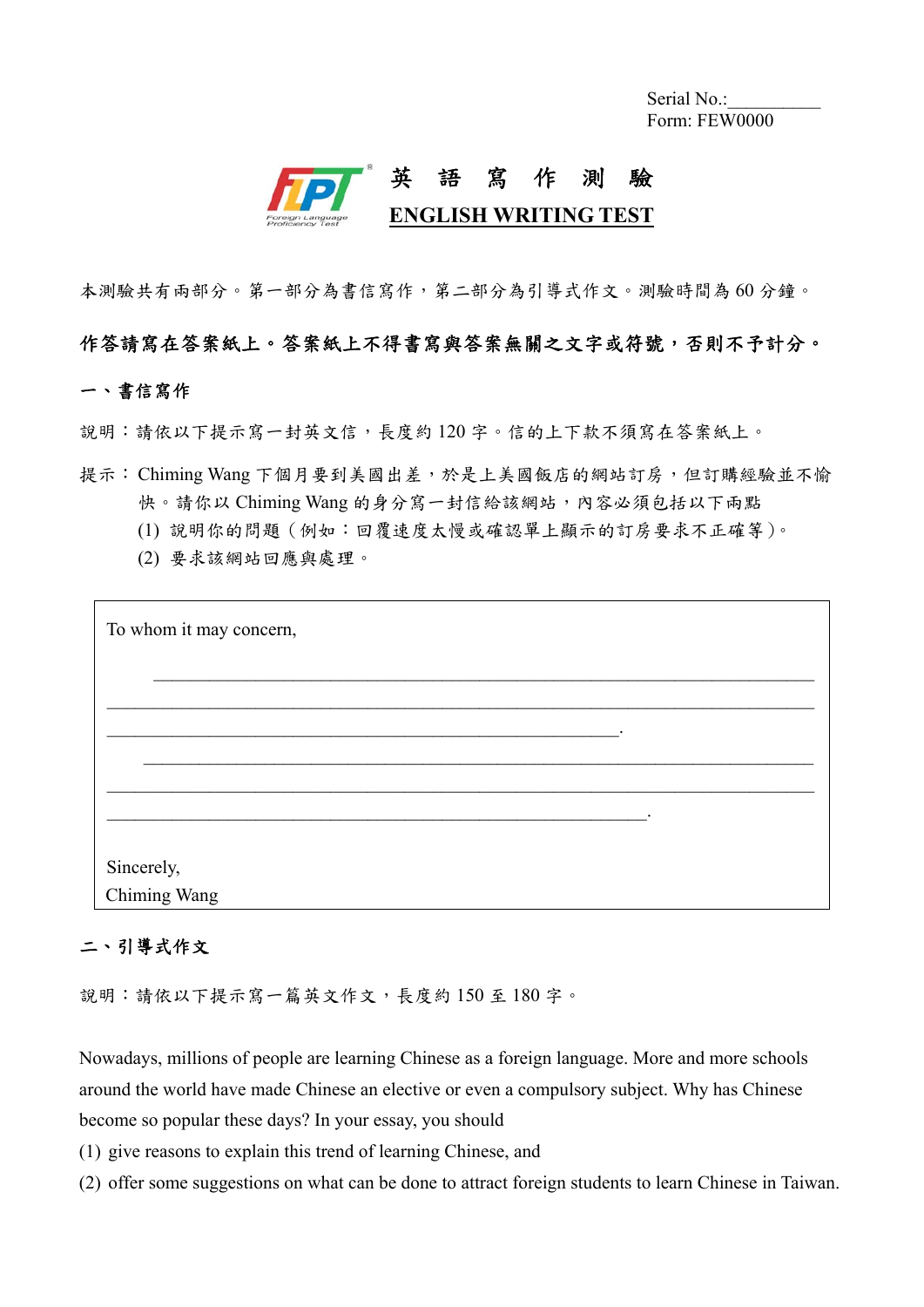Serial No.:__________
Form: FEW0000

# 英 語 寫 作 測 驗
# ENGLISH WRITING TEST

本測驗共有兩部分。第一部分為書信寫作，第二部分為引導式作文。測驗時間為 60 分鐘。

**作答請寫在答案紙上。答案紙上不得書寫與答案無關之文字或符號，否則不予計分。**

## 一、書信寫作

說明：請依以下提示寫一封英文信，長度約 120 字。信的上下款不須寫在答案紙上。

提示：Chiming Wang 下個月要到美國出差，於是上美國飯店的網站訂房，但訂購經驗並不愉快。請你以 Chiming Wang 的身分寫一封信給該網站，內容必須包括以下兩點

(1) 說明你的問題（例如：回覆速度太慢或確認單上顯示的訂房要求不正確等）。

(2) 要求該網站回應與處理。

To whom it may concern,

\_\_\_\_\_\_\_\_\_\_\_\_\_\_\_\_\_\_\_\_\_\_\_\_\_\_\_\_\_\_\_\_\_\_\_\_\_\_\_\_\_\_\_\_\_\_\_\_\_\_\_\_\_\_\_\_\_\_\_\_\_\_\_\_\_\_\_\_\_\_\_\_\_\_\_\_\_\_\_\_\_\_\_\_\_\_\_\_\_\_\_\_\_\_\_\_\_\_\_\_\_\_\_\_\_\_\_\_\_\_\_\_\_\_\_\_\_\_\_\_\_\_\_\_\_\_\_\_\_\_\_\_\_\_\_\_\_\_\_\_\_\_\_\_\_\_\_\_\_\_\_\_\_\_\_\_\_\_\_\_\_\_\_\_\_\_\_\_\_\_\_\_\_\_\_\_\_\_\_\_\_\_\_\_\_\_\_\_\_\_\_\_\_\_\_\_\_\_\_\_\_\_\_\_\_\_\_\_\_\_\_\_\_\_\_\_\_\_\_.

\_\_\_\_\_\_\_\_\_\_\_\_\_\_\_\_\_\_\_\_\_\_\_\_\_\_\_\_\_\_\_\_\_\_\_\_\_\_\_\_\_\_\_\_\_\_\_\_\_\_\_\_\_\_\_\_\_\_\_\_\_\_\_\_\_\_\_\_\_\_\_\_\_\_\_\_\_\_\_\_\_\_\_\_\_\_\_\_\_\_\_\_\_\_\_\_\_\_\_\_\_\_\_\_\_\_\_\_\_\_\_\_\_\_\_\_\_\_\_\_\_\_\_\_\_\_\_\_\_\_\_\_\_\_\_\_\_\_\_\_\_\_\_\_\_\_\_\_\_\_\_\_\_\_\_\_\_\_\_\_\_\_\_\_\_\_\_\_\_\_\_\_\_\_\_\_\_\_\_\_\_\_\_\_\_\_\_\_\_\_\_\_\_\_\_\_\_\_\_\_\_\_\_\_\_\_\_\_\_\_\_\_\_\_\_\_\_\_\_.

Sincerely,
Chiming Wang

## 二、引導式作文

說明：請依以下提示寫一篇英文作文，長度約 150 至 180 字。

Nowadays, millions of people are learning Chinese as a foreign language. More and more schools around the world have made Chinese an elective or even a compulsory subject. Why has Chinese become so popular these days? In your essay, you should

(1) give reasons to explain this trend of learning Chinese, and

(2) offer some suggestions on what can be done to attract foreign students to learn Chinese in Taiwan.